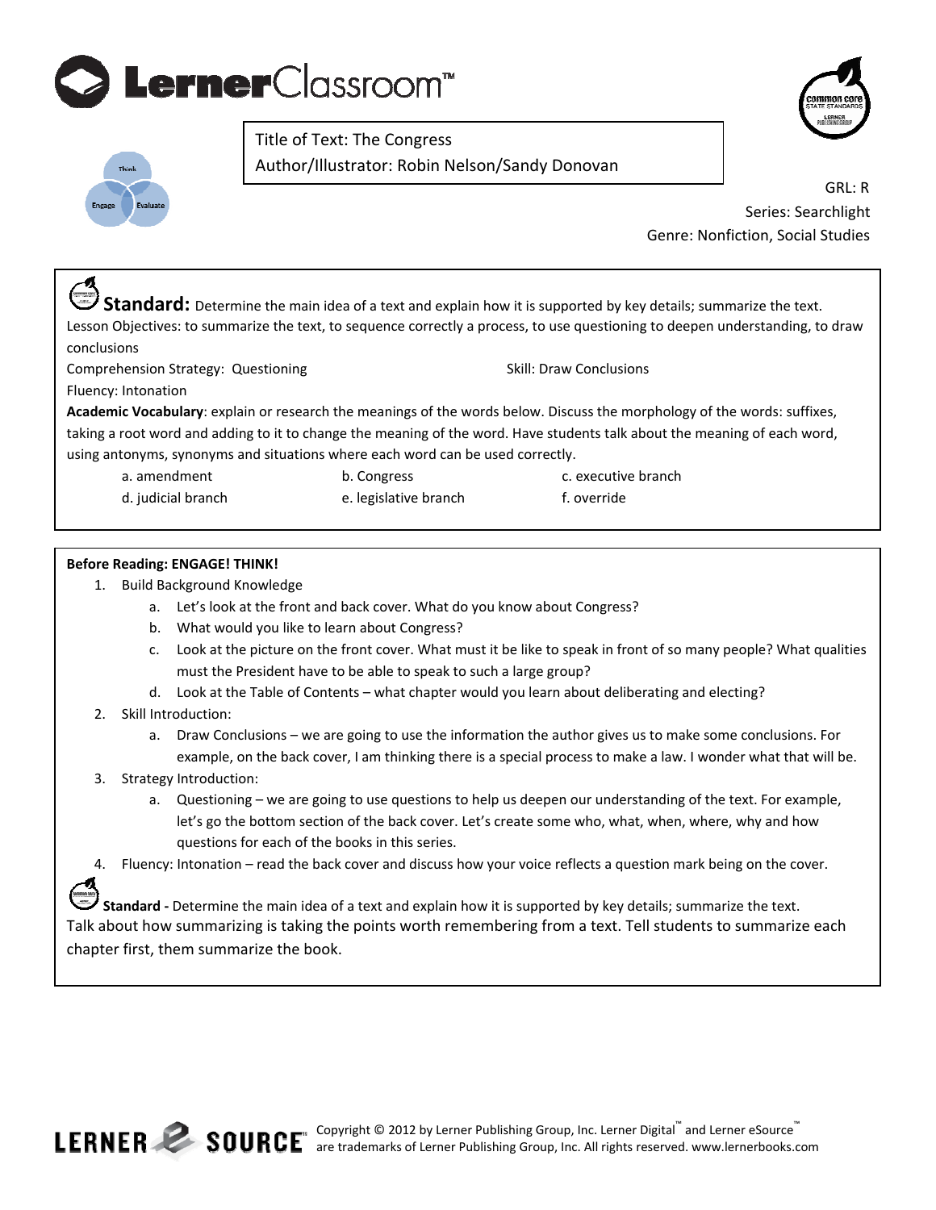Title of Text: The Congress
Author/Illustrator: Robin Nelson/Sandy Donovan

GRL: R
Series: Searchlight
Genre: Nonfiction, Social Studies

**Standard:** Determine the main idea of a text and explain how it is supported by key details; summarize the text.
Lesson Objectives: to summarize the text, to sequence correctly a process, to use questioning to deepen understanding, to draw conclusions
Comprehension Strategy: Questioning
Skill: Draw Conclusions
Fluency: Intonation
**Academic Vocabulary**: explain or research the meanings of the words below. Discuss the morphology of the words: suffixes, taking a root word and adding to it to change the meaning of the word. Have students talk about the meaning of each word, using antonyms, synonyms and situations where each word can be used correctly.

a. amendment
b. Congress
c. executive branch
d. judicial branch
e. legislative branch
f. override

**Before Reading: ENGAGE! THINK!**

1. Build Background Knowledge
   a. Let's look at the front and back cover. What do you know about Congress?
   b. What would you like to learn about Congress?
   c. Look at the picture on the front cover. What must it be like to speak in front of so many people? What qualities must the President have to be able to speak to such a large group?
   d. Look at the Table of Contents – what chapter would you learn about deliberating and electing?
2. Skill Introduction:
   a. Draw Conclusions – we are going to use the information the author gives us to make some conclusions. For example, on the back cover, I am thinking there is a special process to make a law. I wonder what that will be.
3. Strategy Introduction:
   a. Questioning – we are going to use questions to help us deepen our understanding of the text. For example, let's go the bottom section of the back cover. Let's create some who, what, when, where, why and how questions for each of the books in this series.
4. Fluency: Intonation – read the back cover and discuss how your voice reflects a question mark being on the cover.

**Standard -** Determine the main idea of a text and explain how it is supported by key details; summarize the text.
Talk about how summarizing is taking the points worth remembering from a text. Tell students to summarize each chapter first, them summarize the book.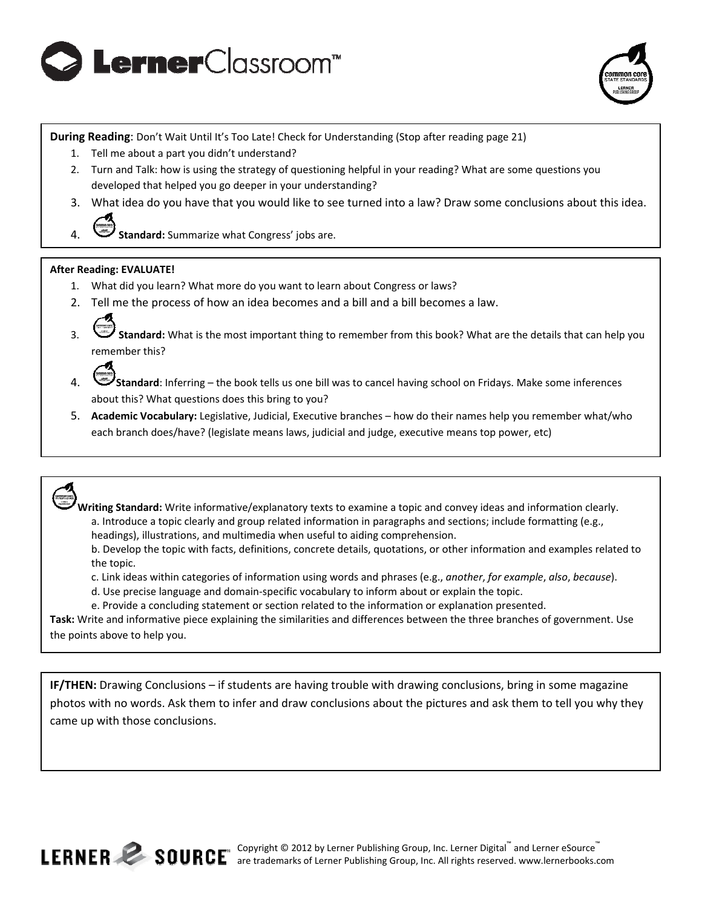**During Reading**: Don't Wait Until It's Too Late! Check for Understanding (Stop after reading page 21)

1. Tell me about a part you didn't understand?
2. Turn and Talk: how is using the strategy of questioning helpful in your reading? What are some questions you developed that helped you go deeper in your understanding?
3. What idea do you have that you would like to see turned into a law? Draw some conclusions about this idea.
4. **Standard:** Summarize what Congress' jobs are.

**After Reading: EVALUATE!**

1. What did you learn? What more do you want to learn about Congress or laws?
2. Tell me the process of how an idea becomes and a bill and a bill becomes a law.
3. **Standard:** What is the most important thing to remember from this book? What are the details that can help you remember this?
4. **Standard**: Inferring – the book tells us one bill was to cancel having school on Fridays. Make some inferences about this? What questions does this bring to you?
5. **Academic Vocabulary:** Legislative, Judicial, Executive branches – how do their names help you remember what/who each branch does/have? (legislate means laws, judicial and judge, executive means top power, etc)

**Writing Standard:** Write informative/explanatory texts to examine a topic and convey ideas and information clearly.

a. Introduce a topic clearly and group related information in paragraphs and sections; include formatting (e.g., headings), illustrations, and multimedia when useful to aiding comprehension.

b. Develop the topic with facts, definitions, concrete details, quotations, or other information and examples related to the topic.

c. Link ideas within categories of information using words and phrases (e.g., *another*, *for example*, *also*, *because*).

d. Use precise language and domain-specific vocabulary to inform about or explain the topic.

e. Provide a concluding statement or section related to the information or explanation presented.

**Task:** Write and informative piece explaining the similarities and differences between the three branches of government. Use the points above to help you.

**IF/THEN:** Drawing Conclusions – if students are having trouble with drawing conclusions, bring in some magazine photos with no words. Ask them to infer and draw conclusions about the pictures and ask them to tell you why they came up with those conclusions.

Copyright © 2012 by Lerner Publishing Group, Inc. Lerner Digital™ and Lerner eSource™ are trademarks of Lerner Publishing Group, Inc. All rights reserved. www.lernerbooks.com